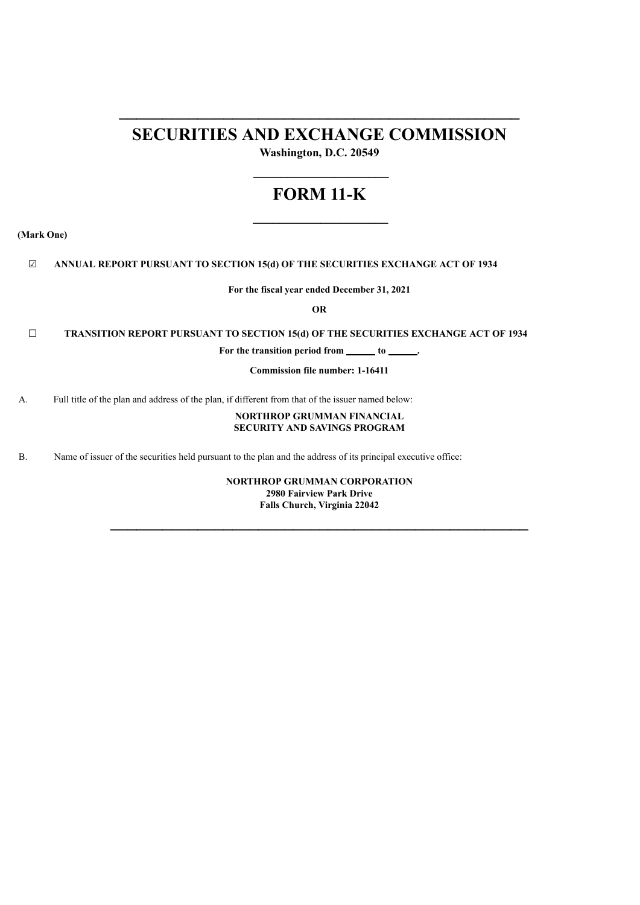# SECURITIES AND EXCHANGE COMMISSION

**Washington, D.C. 20549**

# FORM 11-K

**(Mark One)**

☑ **ANNUAL REPORT PURSUANT TO SECTION 15(d) OF THE SECURITIES EXCHANGE ACT OF 1934**

**For the fiscal year ended December 31, 2021**

**OR**

☐ **TRANSITION REPORT PURSUANT TO SECTION 15(d) OF THE SECURITIES EXCHANGE ACT OF 1934**

**For the transition period from ______ to ______.**

**Commission file number: 1-16411**

A. Full title of the plan and address of the plan, if different from that of the issuer named below:

**NORTHROP GRUMMAN FINANCIAL SECURITY AND SAVINGS PROGRAM**

B. Name of issuer of the securities held pursuant to the plan and the address of its principal executive office:

**NORTHROP GRUMMAN CORPORATION**
**2980 Fairview Park Drive**
**Falls Church, Virginia 22042**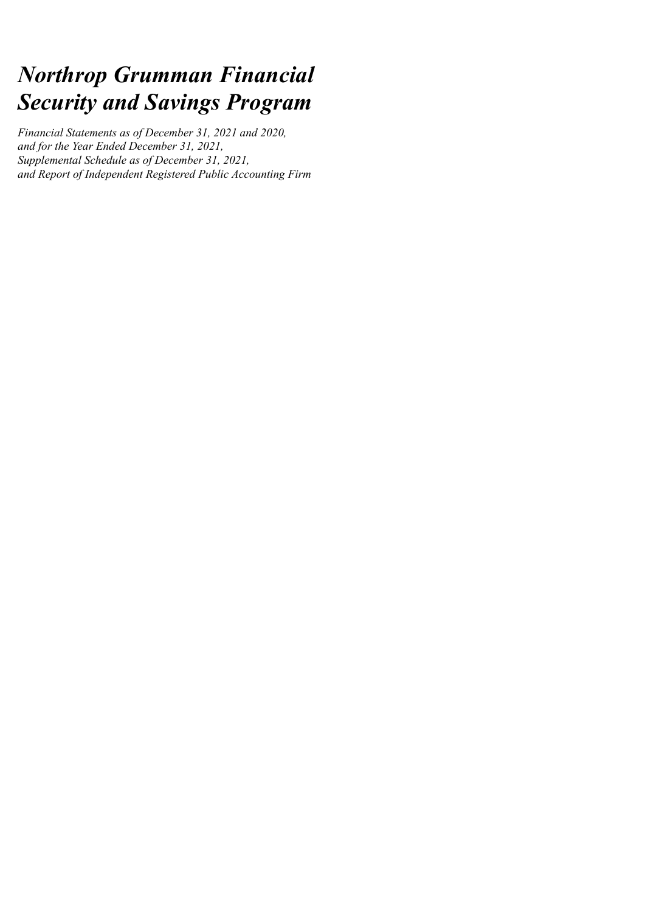# *Northrop Grumman Financial Security and Savings Program*

*Financial Statements as of December 31, 2021 and 2020, and for the Year Ended December 31, 2021, Supplemental Schedule as of December 31, 2021, and Report of Independent Registered Public Accounting Firm*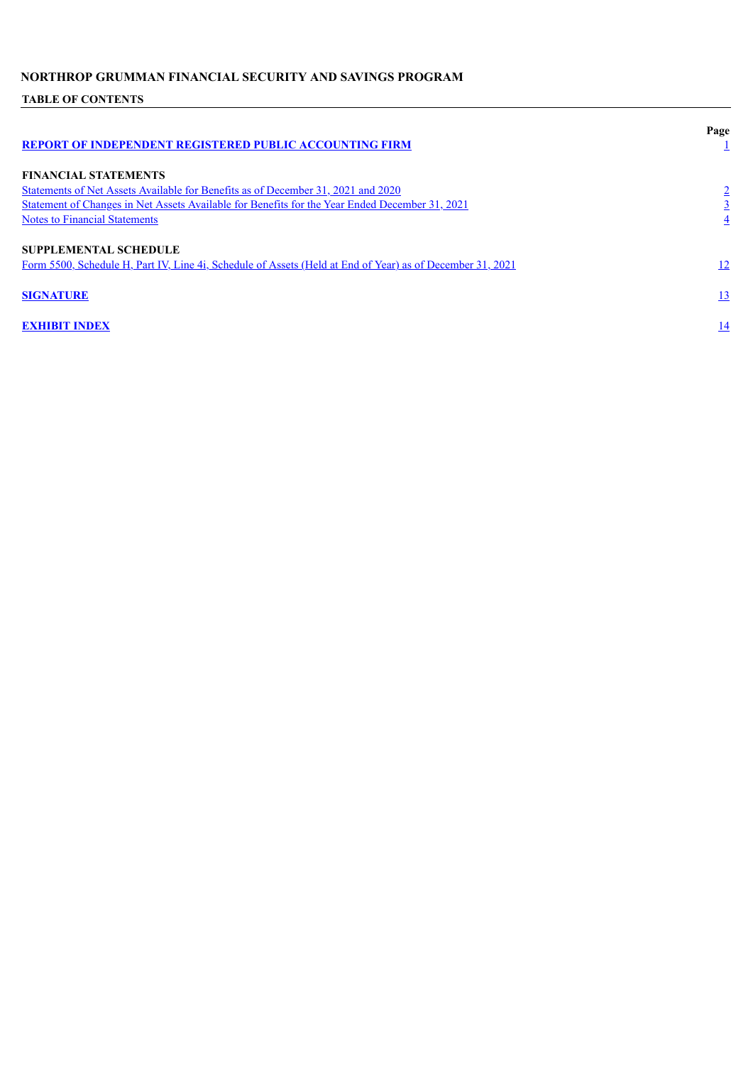# NORTHROP GRUMMAN FINANCIAL SECURITY AND SAVINGS PROGRAM

## TABLE OF CONTENTS

| | Page |
|---|---|
| **REPORT OF INDEPENDENT REGISTERED PUBLIC ACCOUNTING FIRM** | 1 |
| | |
| **FINANCIAL STATEMENTS** | |
| Statements of Net Assets Available for Benefits as of December 31, 2021 and 2020 | 2 |
| Statement of Changes in Net Assets Available for Benefits for the Year Ended December 31, 2021 | 3 |
| Notes to Financial Statements | 4 |
| | |
| **SUPPLEMENTAL SCHEDULE** | |
| Form 5500, Schedule H, Part IV, Line 4i, Schedule of Assets (Held at End of Year) as of December 31, 2021 | 12 |
| | |
| **SIGNATURE** | 13 |
| | |
| **EXHIBIT INDEX** | 14 |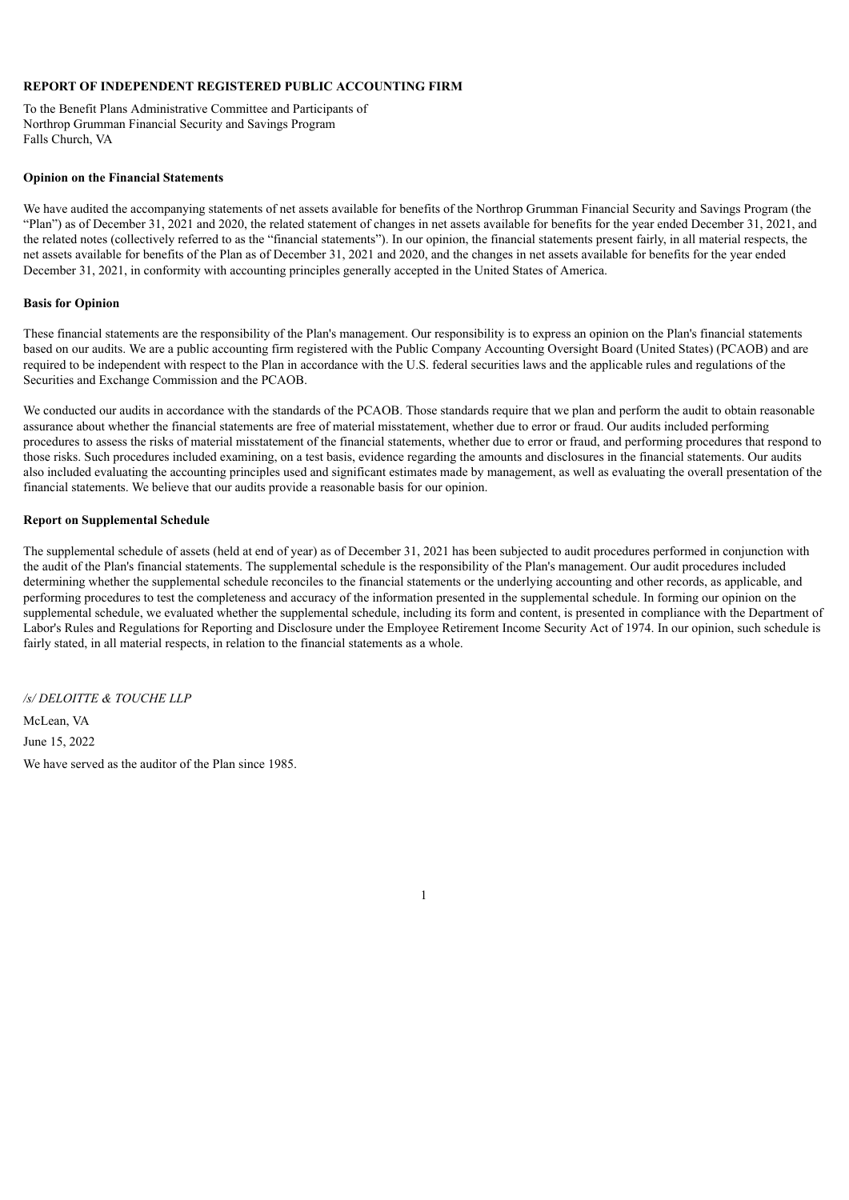**REPORT OF INDEPENDENT REGISTERED PUBLIC ACCOUNTING FIRM**

To the Benefit Plans Administrative Committee and Participants of
Northrop Grumman Financial Security and Savings Program
Falls Church, VA

**Opinion on the Financial Statements**

We have audited the accompanying statements of net assets available for benefits of the Northrop Grumman Financial Security and Savings Program (the "Plan") as of December 31, 2021 and 2020, the related statement of changes in net assets available for benefits for the year ended December 31, 2021, and the related notes (collectively referred to as the "financial statements"). In our opinion, the financial statements present fairly, in all material respects, the net assets available for benefits of the Plan as of December 31, 2021 and 2020, and the changes in net assets available for benefits for the year ended December 31, 2021, in conformity with accounting principles generally accepted in the United States of America.

**Basis for Opinion**

These financial statements are the responsibility of the Plan's management. Our responsibility is to express an opinion on the Plan's financial statements based on our audits. We are a public accounting firm registered with the Public Company Accounting Oversight Board (United States) (PCAOB) and are required to be independent with respect to the Plan in accordance with the U.S. federal securities laws and the applicable rules and regulations of the Securities and Exchange Commission and the PCAOB.

We conducted our audits in accordance with the standards of the PCAOB. Those standards require that we plan and perform the audit to obtain reasonable assurance about whether the financial statements are free of material misstatement, whether due to error or fraud. Our audits included performing procedures to assess the risks of material misstatement of the financial statements, whether due to error or fraud, and performing procedures that respond to those risks. Such procedures included examining, on a test basis, evidence regarding the amounts and disclosures in the financial statements. Our audits also included evaluating the accounting principles used and significant estimates made by management, as well as evaluating the overall presentation of the financial statements. We believe that our audits provide a reasonable basis for our opinion.

**Report on Supplemental Schedule**

The supplemental schedule of assets (held at end of year) as of December 31, 2021 has been subjected to audit procedures performed in conjunction with the audit of the Plan's financial statements. The supplemental schedule is the responsibility of the Plan's management. Our audit procedures included determining whether the supplemental schedule reconciles to the financial statements or the underlying accounting and other records, as applicable, and performing procedures to test the completeness and accuracy of the information presented in the supplemental schedule. In forming our opinion on the supplemental schedule, we evaluated whether the supplemental schedule, including its form and content, is presented in compliance with the Department of Labor's Rules and Regulations for Reporting and Disclosure under the Employee Retirement Income Security Act of 1974. In our opinion, such schedule is fairly stated, in all material respects, in relation to the financial statements as a whole.

*/s/ DELOITTE & TOUCHE LLP*

McLean, VA

June 15, 2022

We have served as the auditor of the Plan since 1985.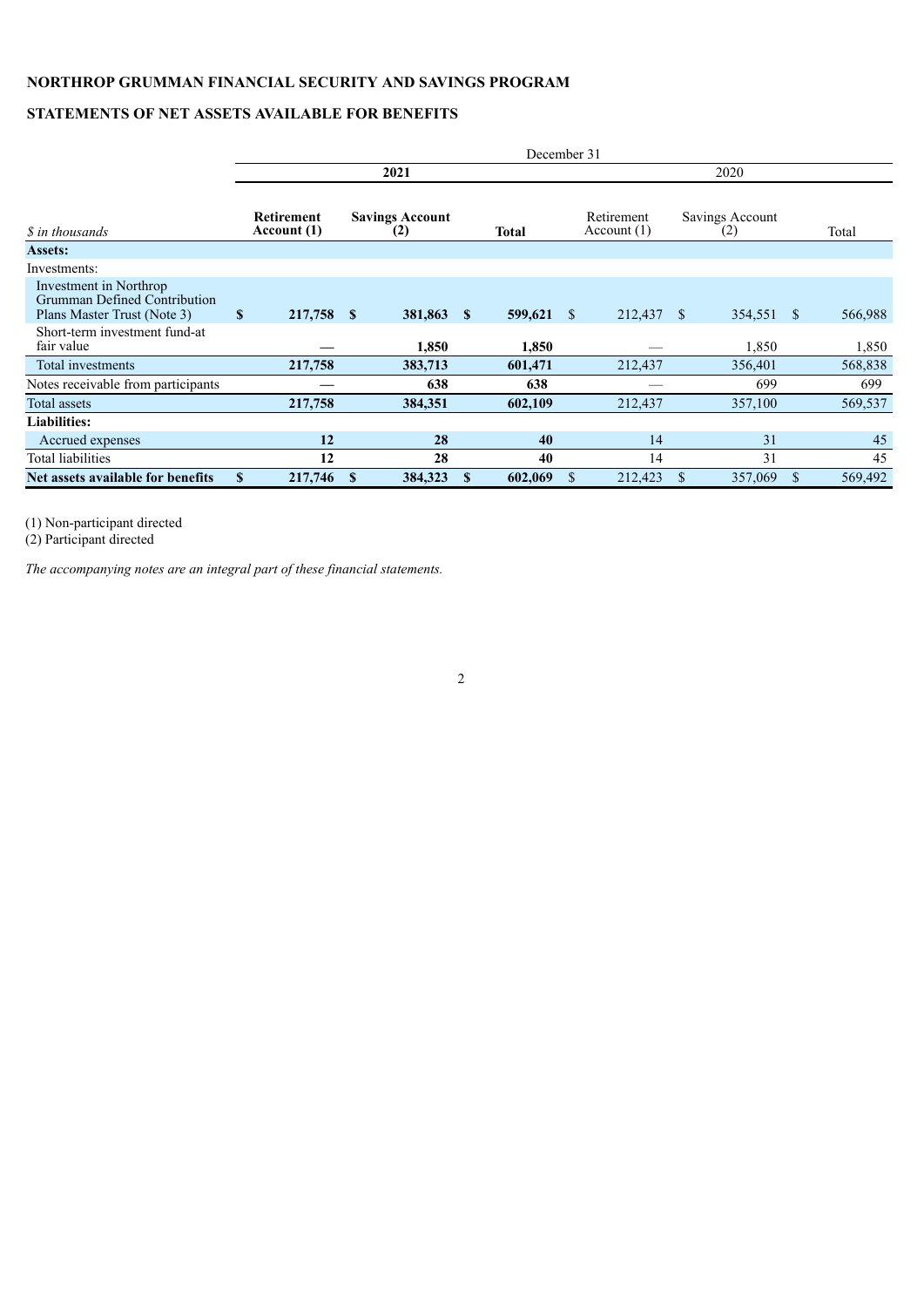**NORTHROP GRUMMAN FINANCIAL SECURITY AND SAVINGS PROGRAM**

**STATEMENTS OF NET ASSETS AVAILABLE FOR BENEFITS**

| | December 31 | | | | | |
|---|---|---|---|---|---|---|
| | **2021** | | | 2020 | | |
| *$ in thousands* | **Retirement Account (1)** | **Savings Account (2)** | **Total** | Retirement Account (1) | Savings Account (2) | Total |
| **Assets:** | | | | | | |
| Investments: | | | | | | |
| Investment in Northrop Grumman Defined Contribution Plans Master Trust (Note 3) | **$ 217,758** | **$ 381,863** | **$ 599,621** | $ 212,437 | $ 354,551 | $ 566,988 |
| Short-term investment fund-at fair value | **—** | **1,850** | **1,850** | — | 1,850 | 1,850 |
| Total investments | **217,758** | **383,713** | **601,471** | 212,437 | 356,401 | 568,838 |
| Notes receivable from participants | **—** | **638** | **638** | — | 699 | 699 |
| Total assets | **217,758** | **384,351** | **602,109** | 212,437 | 357,100 | 569,537 |
| **Liabilities:** | | | | | | |
| Accrued expenses | **12** | **28** | **40** | 14 | 31 | 45 |
| Total liabilities | **12** | **28** | **40** | 14 | 31 | 45 |
| **Net assets available for benefits** | **$ 217,746** | **$ 384,323** | **$ 602,069** | $ 212,423 | $ 357,069 | $ 569,492 |

(1) Non-participant directed
(2) Participant directed

*The accompanying notes are an integral part of these financial statements.*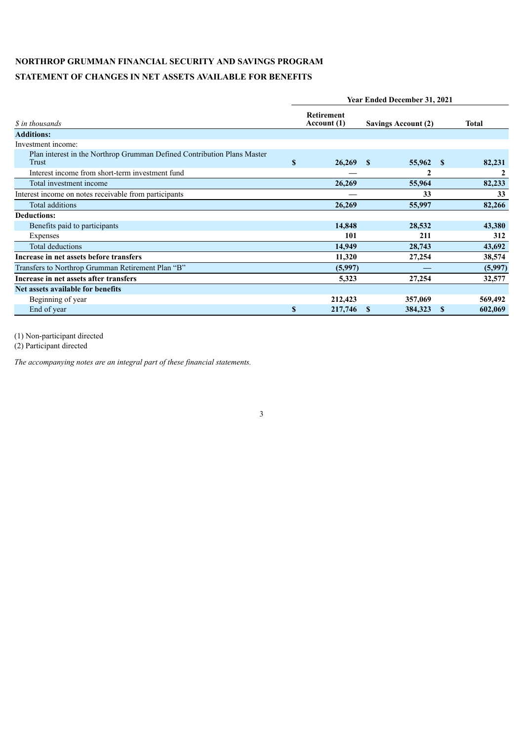**NORTHROP GRUMMAN FINANCIAL SECURITY AND SAVINGS PROGRAM**

**STATEMENT OF CHANGES IN NET ASSETS AVAILABLE FOR BENEFITS**

| *$ in thousands* | Year Ended December 31, 2021 | | |
|---|---|---|---|
| | **Retirement Account (1)** | **Savings Account (2)** | **Total** |
| **Additions:** | | | |
| Investment income: | | | |
| Plan interest in the Northrop Grumman Defined Contribution Plans Master Trust | $ 26,269 | $ 55,962 | $ 82,231 |
| Interest income from short-term investment fund | — | 2 | 2 |
| Total investment income | 26,269 | 55,964 | 82,233 |
| Interest income on notes receivable from participants | — | 33 | 33 |
| Total additions | 26,269 | 55,997 | 82,266 |
| **Deductions:** | | | |
| Benefits paid to participants | 14,848 | 28,532 | 43,380 |
| Expenses | 101 | 211 | 312 |
| Total deductions | 14,949 | 28,743 | 43,692 |
| **Increase in net assets before transfers** | 11,320 | 27,254 | 38,574 |
| Transfers to Northrop Grumman Retirement Plan "B" | (5,997) | — | (5,997) |
| **Increase in net assets after transfers** | 5,323 | 27,254 | 32,577 |
| **Net assets available for benefits** | | | |
| Beginning of year | 212,423 | 357,069 | 569,492 |
| End of year | $ 217,746 | $ 384,323 | $ 602,069 |

(1) Non-participant directed
(2) Participant directed

*The accompanying notes are an integral part of these financial statements.*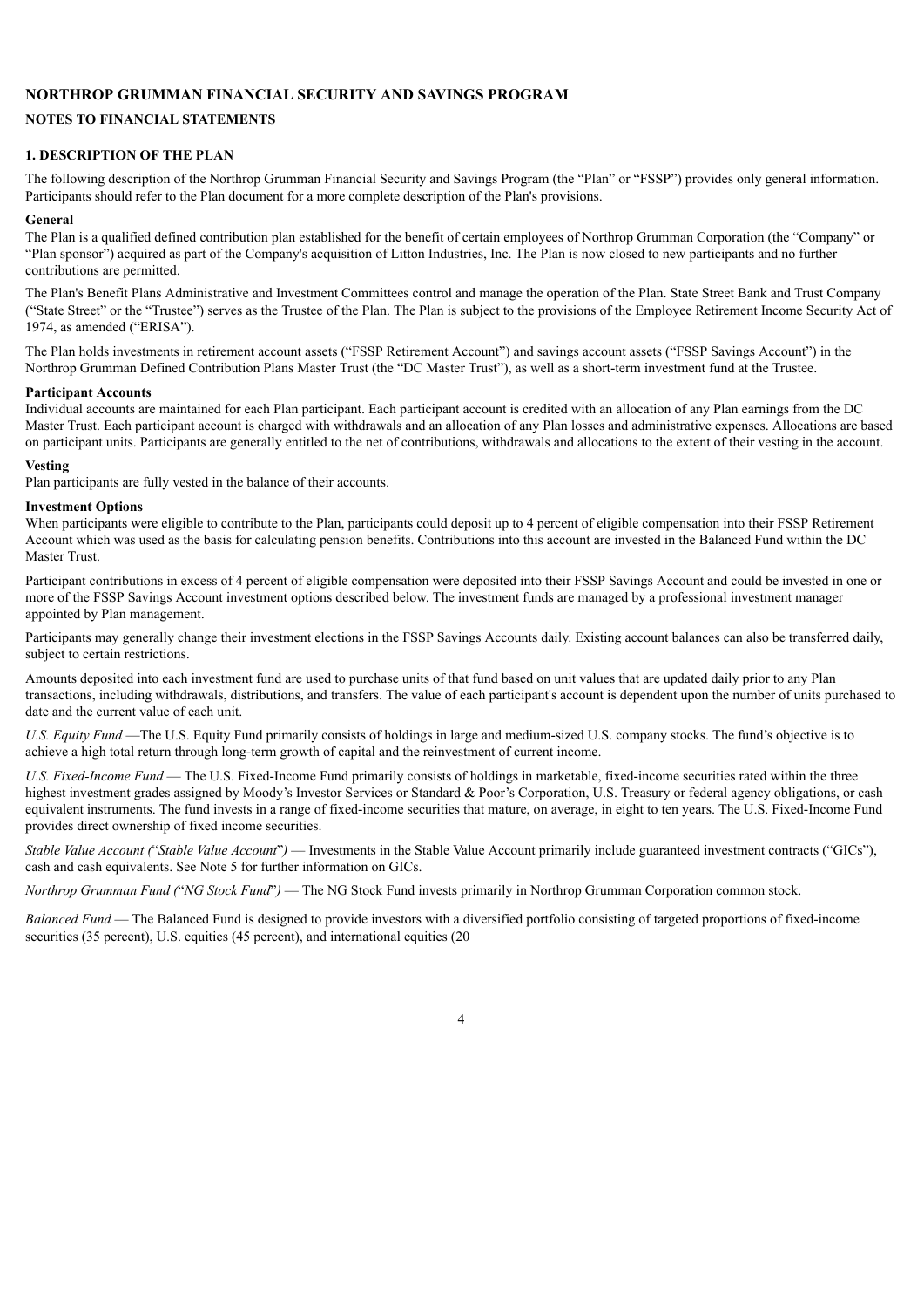# NORTHROP GRUMMAN FINANCIAL SECURITY AND SAVINGS PROGRAM

## NOTES TO FINANCIAL STATEMENTS

### 1. DESCRIPTION OF THE PLAN

The following description of the Northrop Grumman Financial Security and Savings Program (the "Plan" or "FSSP") provides only general information. Participants should refer to the Plan document for a more complete description of the Plan's provisions.

**General**

The Plan is a qualified defined contribution plan established for the benefit of certain employees of Northrop Grumman Corporation (the "Company" or "Plan sponsor") acquired as part of the Company's acquisition of Litton Industries, Inc. The Plan is now closed to new participants and no further contributions are permitted.

The Plan's Benefit Plans Administrative and Investment Committees control and manage the operation of the Plan. State Street Bank and Trust Company ("State Street" or the "Trustee") serves as the Trustee of the Plan. The Plan is subject to the provisions of the Employee Retirement Income Security Act of 1974, as amended ("ERISA").

The Plan holds investments in retirement account assets ("FSSP Retirement Account") and savings account assets ("FSSP Savings Account") in the Northrop Grumman Defined Contribution Plans Master Trust (the "DC Master Trust"), as well as a short-term investment fund at the Trustee.

**Participant Accounts**

Individual accounts are maintained for each Plan participant. Each participant account is credited with an allocation of any Plan earnings from the DC Master Trust. Each participant account is charged with withdrawals and an allocation of any Plan losses and administrative expenses. Allocations are based on participant units. Participants are generally entitled to the net of contributions, withdrawals and allocations to the extent of their vesting in the account.

**Vesting**

Plan participants are fully vested in the balance of their accounts.

**Investment Options**

When participants were eligible to contribute to the Plan, participants could deposit up to 4 percent of eligible compensation into their FSSP Retirement Account which was used as the basis for calculating pension benefits. Contributions into this account are invested in the Balanced Fund within the DC Master Trust.

Participant contributions in excess of 4 percent of eligible compensation were deposited into their FSSP Savings Account and could be invested in one or more of the FSSP Savings Account investment options described below. The investment funds are managed by a professional investment manager appointed by Plan management.

Participants may generally change their investment elections in the FSSP Savings Accounts daily. Existing account balances can also be transferred daily, subject to certain restrictions.

Amounts deposited into each investment fund are used to purchase units of that fund based on unit values that are updated daily prior to any Plan transactions, including withdrawals, distributions, and transfers. The value of each participant's account is dependent upon the number of units purchased to date and the current value of each unit.

*U.S. Equity Fund* —The U.S. Equity Fund primarily consists of holdings in large and medium-sized U.S. company stocks. The fund's objective is to achieve a high total return through long-term growth of capital and the reinvestment of current income.

*U.S. Fixed-Income Fund* — The U.S. Fixed-Income Fund primarily consists of holdings in marketable, fixed-income securities rated within the three highest investment grades assigned by Moody's Investor Services or Standard & Poor's Corporation, U.S. Treasury or federal agency obligations, or cash equivalent instruments. The fund invests in a range of fixed-income securities that mature, on average, in eight to ten years. The U.S. Fixed-Income Fund provides direct ownership of fixed income securities.

*Stable Value Account ("Stable Value Account")* — Investments in the Stable Value Account primarily include guaranteed investment contracts ("GICs"), cash and cash equivalents. See Note 5 for further information on GICs.

*Northrop Grumman Fund ("NG Stock Fund")* — The NG Stock Fund invests primarily in Northrop Grumman Corporation common stock.

*Balanced Fund* — The Balanced Fund is designed to provide investors with a diversified portfolio consisting of targeted proportions of fixed-income securities (35 percent), U.S. equities (45 percent), and international equities (20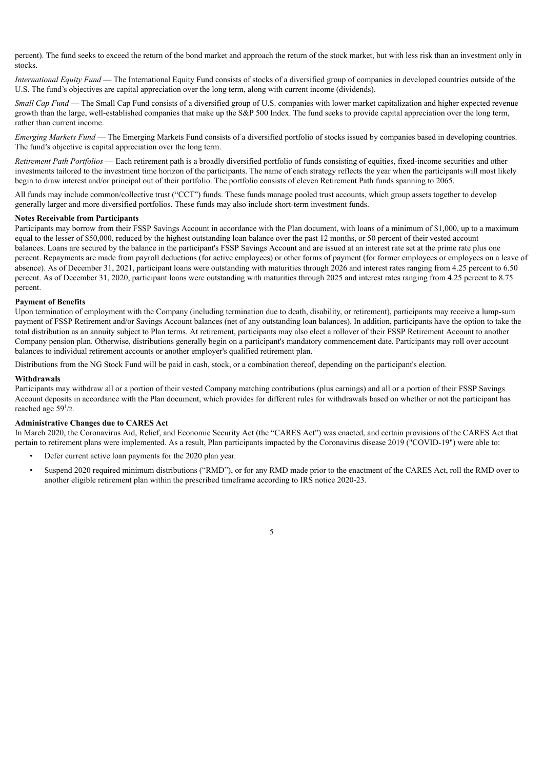percent). The fund seeks to exceed the return of the bond market and approach the return of the stock market, but with less risk than an investment only in stocks.

*International Equity Fund* — The International Equity Fund consists of stocks of a diversified group of companies in developed countries outside of the U.S. The fund's objectives are capital appreciation over the long term, along with current income (dividends).

*Small Cap Fund* — The Small Cap Fund consists of a diversified group of U.S. companies with lower market capitalization and higher expected revenue growth than the large, well-established companies that make up the S&P 500 Index. The fund seeks to provide capital appreciation over the long term, rather than current income.

*Emerging Markets Fund* — The Emerging Markets Fund consists of a diversified portfolio of stocks issued by companies based in developing countries. The fund's objective is capital appreciation over the long term.

*Retirement Path Portfolios* — Each retirement path is a broadly diversified portfolio of funds consisting of equities, fixed-income securities and other investments tailored to the investment time horizon of the participants. The name of each strategy reflects the year when the participants will most likely begin to draw interest and/or principal out of their portfolio. The portfolio consists of eleven Retirement Path funds spanning to 2065.

All funds may include common/collective trust ("CCT") funds. These funds manage pooled trust accounts, which group assets together to develop generally larger and more diversified portfolios. These funds may also include short-term investment funds.

**Notes Receivable from Participants**

Participants may borrow from their FSSP Savings Account in accordance with the Plan document, with loans of a minimum of $1,000, up to a maximum equal to the lesser of $50,000, reduced by the highest outstanding loan balance over the past 12 months, or 50 percent of their vested account balances. Loans are secured by the balance in the participant's FSSP Savings Account and are issued at an interest rate set at the prime rate plus one percent. Repayments are made from payroll deductions (for active employees) or other forms of payment (for former employees or employees on a leave of absence). As of December 31, 2021, participant loans were outstanding with maturities through 2026 and interest rates ranging from 4.25 percent to 6.50 percent. As of December 31, 2020, participant loans were outstanding with maturities through 2025 and interest rates ranging from 4.25 percent to 8.75 percent.

**Payment of Benefits**

Upon termination of employment with the Company (including termination due to death, disability, or retirement), participants may receive a lump-sum payment of FSSP Retirement and/or Savings Account balances (net of any outstanding loan balances). In addition, participants have the option to take the total distribution as an annuity subject to Plan terms. At retirement, participants may also elect a rollover of their FSSP Retirement Account to another Company pension plan. Otherwise, distributions generally begin on a participant's mandatory commencement date. Participants may roll over account balances to individual retirement accounts or another employer's qualified retirement plan.

Distributions from the NG Stock Fund will be paid in cash, stock, or a combination thereof, depending on the participant's election.

**Withdrawals**

Participants may withdraw all or a portion of their vested Company matching contributions (plus earnings) and all or a portion of their FSSP Savings Account deposits in accordance with the Plan document, which provides for different rules for withdrawals based on whether or not the participant has reached age 59½.

**Administrative Changes due to CARES Act**

In March 2020, the Coronavirus Aid, Relief, and Economic Security Act (the "CARES Act") was enacted, and certain provisions of the CARES Act that pertain to retirement plans were implemented. As a result, Plan participants impacted by the Coronavirus disease 2019 ("COVID-19") were able to:

- Defer current active loan payments for the 2020 plan year.
- Suspend 2020 required minimum distributions ("RMD"), or for any RMD made prior to the enactment of the CARES Act, roll the RMD over to another eligible retirement plan within the prescribed timeframe according to IRS notice 2020-23.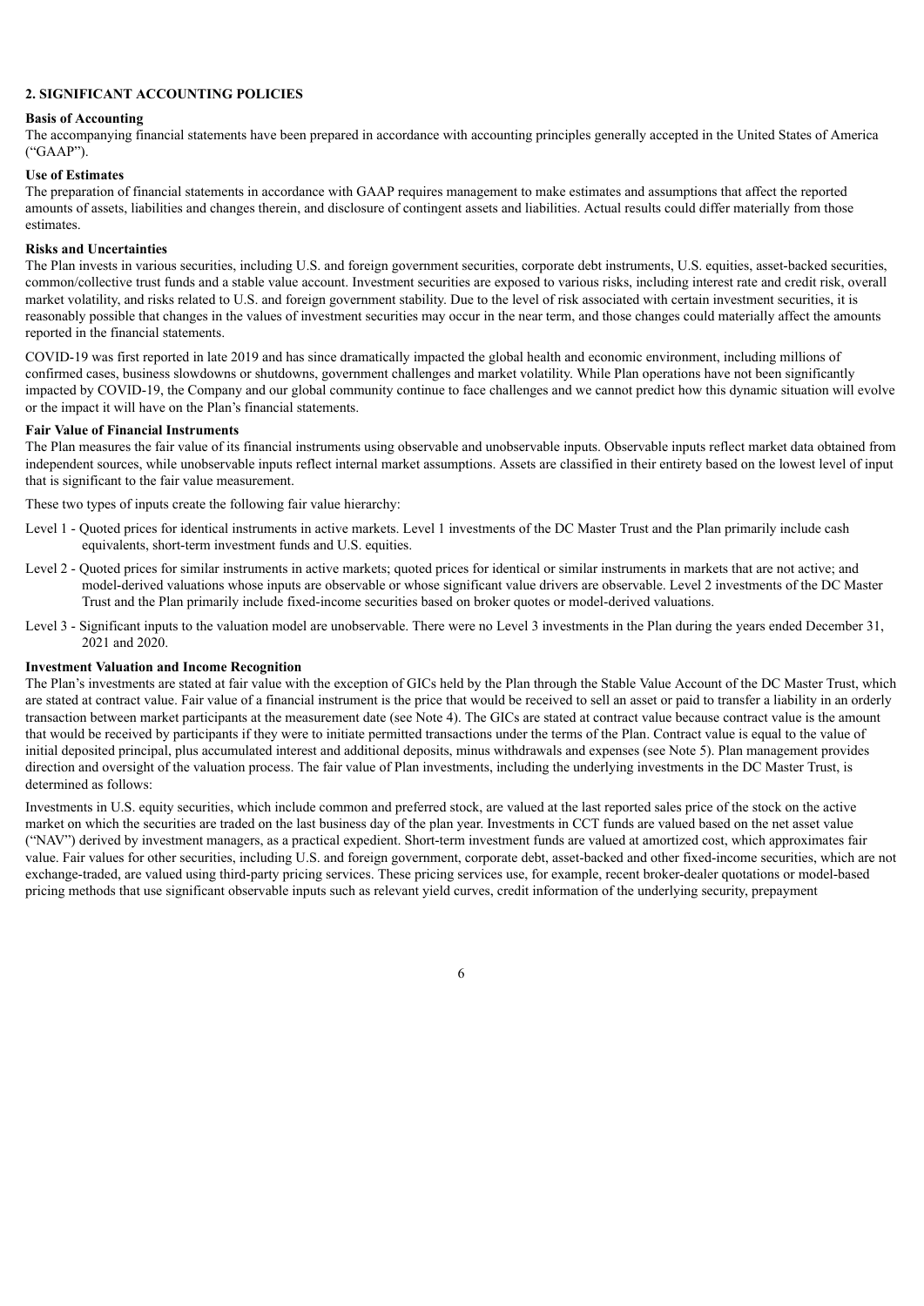## 2. SIGNIFICANT ACCOUNTING POLICIES

### Basis of Accounting

The accompanying financial statements have been prepared in accordance with accounting principles generally accepted in the United States of America ("GAAP").

### Use of Estimates

The preparation of financial statements in accordance with GAAP requires management to make estimates and assumptions that affect the reported amounts of assets, liabilities and changes therein, and disclosure of contingent assets and liabilities. Actual results could differ materially from those estimates.

### Risks and Uncertainties

The Plan invests in various securities, including U.S. and foreign government securities, corporate debt instruments, U.S. equities, asset-backed securities, common/collective trust funds and a stable value account. Investment securities are exposed to various risks, including interest rate and credit risk, overall market volatility, and risks related to U.S. and foreign government stability. Due to the level of risk associated with certain investment securities, it is reasonably possible that changes in the values of investment securities may occur in the near term, and those changes could materially affect the amounts reported in the financial statements.

COVID-19 was first reported in late 2019 and has since dramatically impacted the global health and economic environment, including millions of confirmed cases, business slowdowns or shutdowns, government challenges and market volatility. While Plan operations have not been significantly impacted by COVID-19, the Company and our global community continue to face challenges and we cannot predict how this dynamic situation will evolve or the impact it will have on the Plan's financial statements.

### Fair Value of Financial Instruments

The Plan measures the fair value of its financial instruments using observable and unobservable inputs. Observable inputs reflect market data obtained from independent sources, while unobservable inputs reflect internal market assumptions. Assets are classified in their entirety based on the lowest level of input that is significant to the fair value measurement.

These two types of inputs create the following fair value hierarchy:

- Level 1 - Quoted prices for identical instruments in active markets. Level 1 investments of the DC Master Trust and the Plan primarily include cash equivalents, short-term investment funds and U.S. equities.
- Level 2 - Quoted prices for similar instruments in active markets; quoted prices for identical or similar instruments in markets that are not active; and model-derived valuations whose inputs are observable or whose significant value drivers are observable. Level 2 investments of the DC Master Trust and the Plan primarily include fixed-income securities based on broker quotes or model-derived valuations.
- Level 3 - Significant inputs to the valuation model are unobservable. There were no Level 3 investments in the Plan during the years ended December 31, 2021 and 2020.

### Investment Valuation and Income Recognition

The Plan's investments are stated at fair value with the exception of GICs held by the Plan through the Stable Value Account of the DC Master Trust, which are stated at contract value. Fair value of a financial instrument is the price that would be received to sell an asset or paid to transfer a liability in an orderly transaction between market participants at the measurement date (see Note 4). The GICs are stated at contract value because contract value is the amount that would be received by participants if they were to initiate permitted transactions under the terms of the Plan. Contract value is equal to the value of initial deposited principal, plus accumulated interest and additional deposits, minus withdrawals and expenses (see Note 5). Plan management provides direction and oversight of the valuation process. The fair value of Plan investments, including the underlying investments in the DC Master Trust, is determined as follows:

Investments in U.S. equity securities, which include common and preferred stock, are valued at the last reported sales price of the stock on the active market on which the securities are traded on the last business day of the plan year. Investments in CCT funds are valued based on the net asset value ("NAV") derived by investment managers, as a practical expedient. Short-term investment funds are valued at amortized cost, which approximates fair value. Fair values for other securities, including U.S. and foreign government, corporate debt, asset-backed and other fixed-income securities, which are not exchange-traded, are valued using third-party pricing services. These pricing services use, for example, recent broker-dealer quotations or model-based pricing methods that use significant observable inputs such as relevant yield curves, credit information of the underlying security, prepayment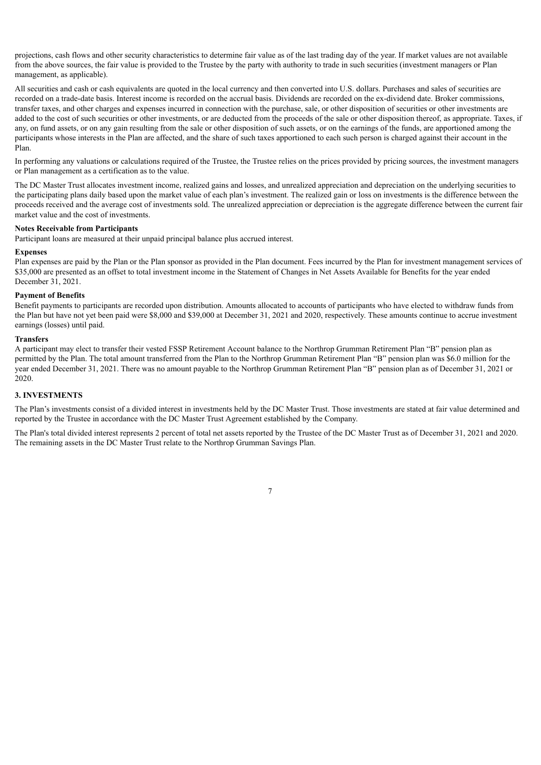projections, cash flows and other security characteristics to determine fair value as of the last trading day of the year. If market values are not available from the above sources, the fair value is provided to the Trustee by the party with authority to trade in such securities (investment managers or Plan management, as applicable).

All securities and cash or cash equivalents are quoted in the local currency and then converted into U.S. dollars. Purchases and sales of securities are recorded on a trade-date basis. Interest income is recorded on the accrual basis. Dividends are recorded on the ex-dividend date. Broker commissions, transfer taxes, and other charges and expenses incurred in connection with the purchase, sale, or other disposition of securities or other investments are added to the cost of such securities or other investments, or are deducted from the proceeds of the sale or other disposition thereof, as appropriate. Taxes, if any, on fund assets, or on any gain resulting from the sale or other disposition of such assets, or on the earnings of the funds, are apportioned among the participants whose interests in the Plan are affected, and the share of such taxes apportioned to each such person is charged against their account in the Plan.

In performing any valuations or calculations required of the Trustee, the Trustee relies on the prices provided by pricing sources, the investment managers or Plan management as a certification as to the value.

The DC Master Trust allocates investment income, realized gains and losses, and unrealized appreciation and depreciation on the underlying securities to the participating plans daily based upon the market value of each plan's investment. The realized gain or loss on investments is the difference between the proceeds received and the average cost of investments sold. The unrealized appreciation or depreciation is the aggregate difference between the current fair market value and the cost of investments.

**Notes Receivable from Participants**

Participant loans are measured at their unpaid principal balance plus accrued interest.

**Expenses**

Plan expenses are paid by the Plan or the Plan sponsor as provided in the Plan document. Fees incurred by the Plan for investment management services of $35,000 are presented as an offset to total investment income in the Statement of Changes in Net Assets Available for Benefits for the year ended December 31, 2021.

**Payment of Benefits**

Benefit payments to participants are recorded upon distribution. Amounts allocated to accounts of participants who have elected to withdraw funds from the Plan but have not yet been paid were $8,000 and $39,000 at December 31, 2021 and 2020, respectively. These amounts continue to accrue investment earnings (losses) until paid.

**Transfers**

A participant may elect to transfer their vested FSSP Retirement Account balance to the Northrop Grumman Retirement Plan "B" pension plan as permitted by the Plan. The total amount transferred from the Plan to the Northrop Grumman Retirement Plan "B" pension plan was $6.0 million for the year ended December 31, 2021. There was no amount payable to the Northrop Grumman Retirement Plan "B" pension plan as of December 31, 2021 or 2020.

## 3. INVESTMENTS

The Plan's investments consist of a divided interest in investments held by the DC Master Trust. Those investments are stated at fair value determined and reported by the Trustee in accordance with the DC Master Trust Agreement established by the Company.

The Plan's total divided interest represents 2 percent of total net assets reported by the Trustee of the DC Master Trust as of December 31, 2021 and 2020. The remaining assets in the DC Master Trust relate to the Northrop Grumman Savings Plan.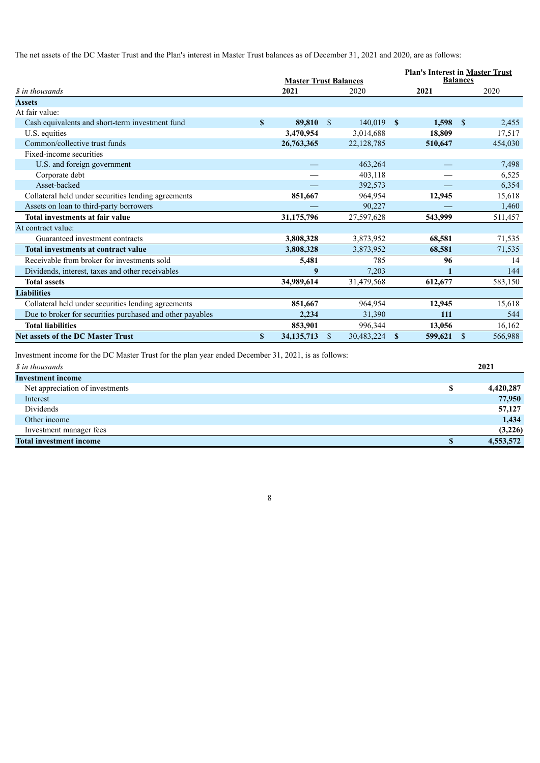The net assets of the DC Master Trust and the Plan's interest in Master Trust balances as of December 31, 2021 and 2020, are as follows:

| *$ in thousands* | Master Trust Balances 2021 | 2020 | Plan's Interest in Master Trust Balances 2021 | 2020 |
|---|---|---|---|---|
| **Assets** | | | | |
| At fair value: | | | | |
| Cash equivalents and short-term investment fund | **$ 89,810** | $ 140,019 | **$ 1,598** | $ 2,455 |
| U.S. equities | **3,470,954** | 3,014,688 | **18,809** | 17,517 |
| Common/collective trust funds | **26,763,365** | 22,128,785 | **510,647** | 454,030 |
| Fixed-income securities | | | | |
| U.S. and foreign government | **—** | 463,264 | **—** | 7,498 |
| Corporate debt | **—** | 403,118 | **—** | 6,525 |
| Asset-backed | **—** | 392,573 | **—** | 6,354 |
| Collateral held under securities lending agreements | **851,667** | 964,954 | **12,945** | 15,618 |
| Assets on loan to third-party borrowers | **—** | 90,227 | **—** | 1,460 |
| **Total investments at fair value** | **31,175,796** | 27,597,628 | **543,999** | 511,457 |
| At contract value: | | | | |
| Guaranteed investment contracts | **3,808,328** | 3,873,952 | **68,581** | 71,535 |
| **Total investments at contract value** | **3,808,328** | 3,873,952 | **68,581** | 71,535 |
| Receivable from broker for investments sold | **5,481** | 785 | **96** | 14 |
| Dividends, interest, taxes and other receivables | **9** | 7,203 | **1** | 144 |
| **Total assets** | **34,989,614** | 31,479,568 | **612,677** | 583,150 |
| **Liabilities** | | | | |
| Collateral held under securities lending agreements | **851,667** | 964,954 | **12,945** | 15,618 |
| Due to broker for securities purchased and other payables | **2,234** | 31,390 | **111** | 544 |
| **Total liabilities** | **853,901** | 996,344 | **13,056** | 16,162 |
| **Net assets of the DC Master Trust** | **$ 34,135,713** | $ 30,483,224 | **$ 599,621** | $ 566,988 |

Investment income for the DC Master Trust for the plan year ended December 31, 2021, is as follows:

| *$ in thousands* | 2021 |
|---|---|
| **Investment income** | |
| Net appreciation of investments | **$ 4,420,287** |
| Interest | **77,950** |
| Dividends | **57,127** |
| Other income | **1,434** |
| Investment manager fees | **(3,226)** |
| **Total investment income** | **$ 4,553,572** |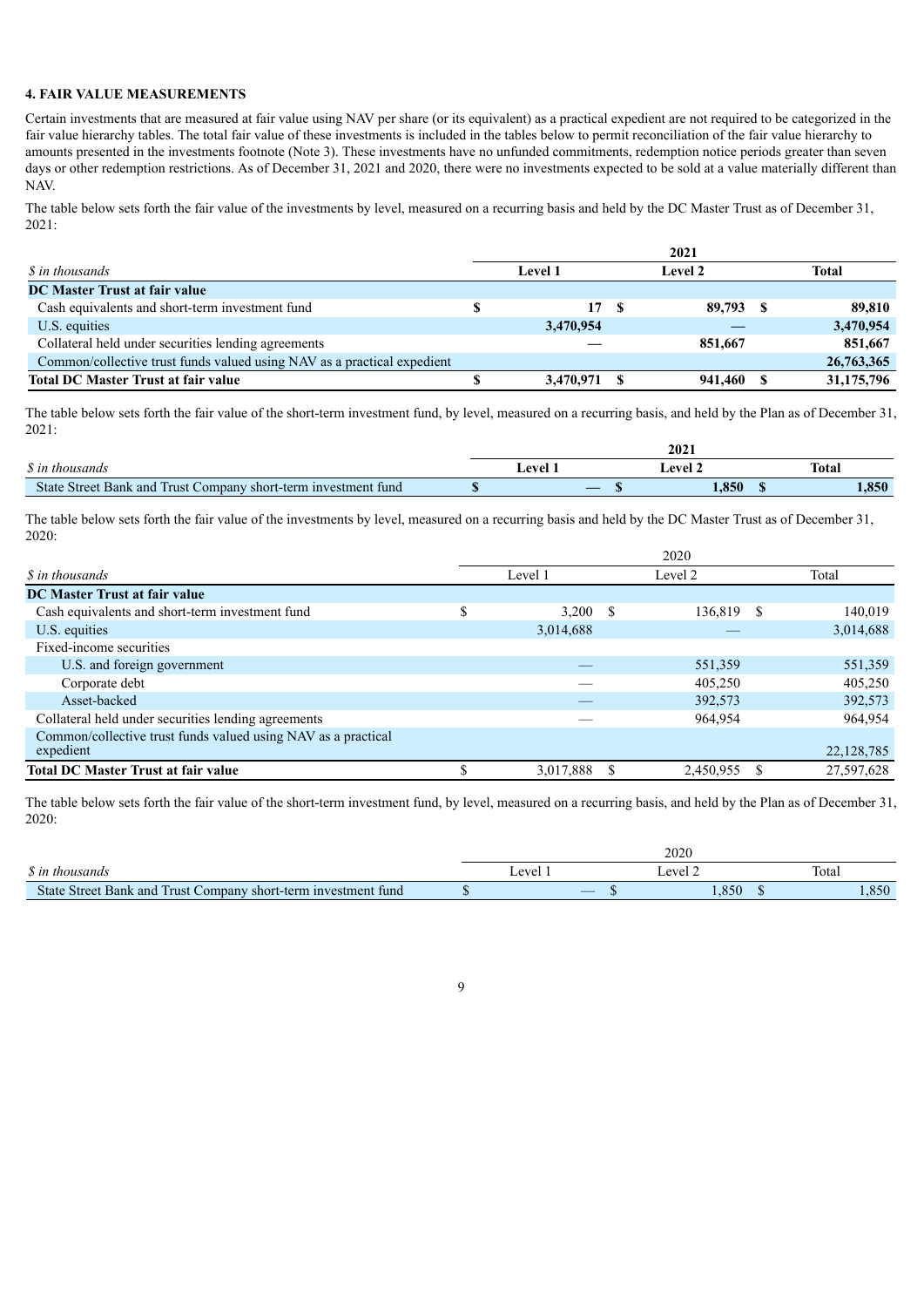### 4. FAIR VALUE MEASUREMENTS

Certain investments that are measured at fair value using NAV per share (or its equivalent) as a practical expedient are not required to be categorized in the fair value hierarchy tables. The total fair value of these investments is included in the tables below to permit reconciliation of the fair value hierarchy to amounts presented in the investments footnote (Note 3). These investments have no unfunded commitments, redemption notice periods greater than seven days or other redemption restrictions. As of December 31, 2021 and 2020, there were no investments expected to be sold at a value materially different than NAV.

The table below sets forth the fair value of the investments by level, measured on a recurring basis and held by the DC Master Trust as of December 31, 2021:

| | 2021 | | |
|---|---|---|---|
| *$ in thousands* | Level 1 | Level 2 | Total |
| **DC Master Trust at fair value** | | | |
| Cash equivalents and short-term investment fund | $ 17 | $ 89,793 | $ 89,810 |
| U.S. equities | 3,470,954 | — | 3,470,954 |
| Collateral held under securities lending agreements | — | 851,667 | 851,667 |
| Common/collective trust funds valued using NAV as a practical expedient | | | 26,763,365 |
| **Total DC Master Trust at fair value** | **$ 3,470,971** | **$ 941,460** | **$ 31,175,796** |

The table below sets forth the fair value of the short-term investment fund, by level, measured on a recurring basis, and held by the Plan as of December 31, 2021:

| | 2021 | | |
|---|---|---|---|
| *$ in thousands* | Level 1 | Level 2 | Total |
| State Street Bank and Trust Company short-term investment fund | $ — | $ 1,850 | $ 1,850 |

The table below sets forth the fair value of the investments by level, measured on a recurring basis and held by the DC Master Trust as of December 31, 2020:

| | 2020 | | |
|---|---|---|---|
| *$ in thousands* | Level 1 | Level 2 | Total |
| **DC Master Trust at fair value** | | | |
| Cash equivalents and short-term investment fund | $ 3,200 | $ 136,819 | $ 140,019 |
| U.S. equities | 3,014,688 | — | 3,014,688 |
| Fixed-income securities | | | |
| U.S. and foreign government | — | 551,359 | 551,359 |
| Corporate debt | — | 405,250 | 405,250 |
| Asset-backed | — | 392,573 | 392,573 |
| Collateral held under securities lending agreements | — | 964,954 | 964,954 |
| Common/collective trust funds valued using NAV as a practical expedient | | | 22,128,785 |
| **Total DC Master Trust at fair value** | $ 3,017,888 | $ 2,450,955 | $ 27,597,628 |

The table below sets forth the fair value of the short-term investment fund, by level, measured on a recurring basis, and held by the Plan as of December 31, 2020:

| | 2020 | | |
|---|---|---|---|
| *$ in thousands* | Level 1 | Level 2 | Total |
| State Street Bank and Trust Company short-term investment fund | $ — | $ 1,850 | $ 1,850 |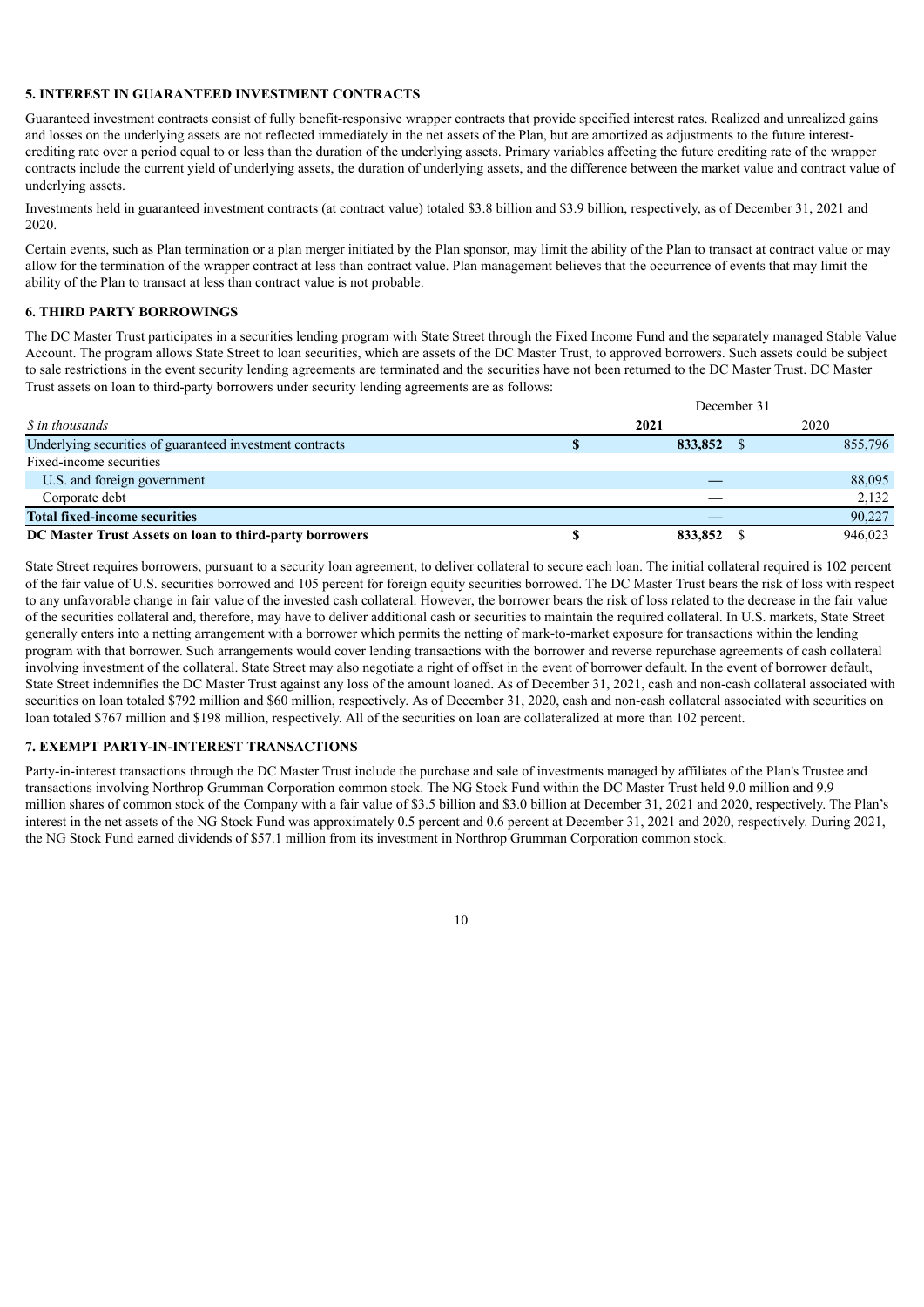### 5. INTEREST IN GUARANTEED INVESTMENT CONTRACTS

Guaranteed investment contracts consist of fully benefit-responsive wrapper contracts that provide specified interest rates. Realized and unrealized gains and losses on the underlying assets are not reflected immediately in the net assets of the Plan, but are amortized as adjustments to the future interest-crediting rate over a period equal to or less than the duration of the underlying assets. Primary variables affecting the future crediting rate of the wrapper contracts include the current yield of underlying assets, the duration of underlying assets, and the difference between the market value and contract value of underlying assets.

Investments held in guaranteed investment contracts (at contract value) totaled $3.8 billion and $3.9 billion, respectively, as of December 31, 2021 and 2020.

Certain events, such as Plan termination or a plan merger initiated by the Plan sponsor, may limit the ability of the Plan to transact at contract value or may allow for the termination of the wrapper contract at less than contract value. Plan management believes that the occurrence of events that may limit the ability of the Plan to transact at less than contract value is not probable.

### 6. THIRD PARTY BORROWINGS

The DC Master Trust participates in a securities lending program with State Street through the Fixed Income Fund and the separately managed Stable Value Account. The program allows State Street to loan securities, which are assets of the DC Master Trust, to approved borrowers. Such assets could be subject to sale restrictions in the event security lending agreements are terminated and the securities have not been returned to the DC Master Trust. DC Master Trust assets on loan to third-party borrowers under security lending agreements are as follows:

| | December 31 | |
|---|---|---|
| *$ in thousands* | **2021** | 2020 |
| Underlying securities of guaranteed investment contracts | **$ 833,852** | $ 855,796 |
| Fixed-income securities | | |
| U.S. and foreign government | **—** | 88,095 |
| Corporate debt | **—** | 2,132 |
| **Total fixed-income securities** | **—** | 90,227 |
| **DC Master Trust Assets on loan to third-party borrowers** | **$ 833,852** | $ 946,023 |

State Street requires borrowers, pursuant to a security loan agreement, to deliver collateral to secure each loan. The initial collateral required is 102 percent of the fair value of U.S. securities borrowed and 105 percent for foreign equity securities borrowed. The DC Master Trust bears the risk of loss with respect to any unfavorable change in fair value of the invested cash collateral. However, the borrower bears the risk of loss related to the decrease in the fair value of the securities collateral and, therefore, may have to deliver additional cash or securities to maintain the required collateral. In U.S. markets, State Street generally enters into a netting arrangement with a borrower which permits the netting of mark-to-market exposure for transactions within the lending program with that borrower. Such arrangements would cover lending transactions with the borrower and reverse repurchase agreements of cash collateral involving investment of the collateral. State Street may also negotiate a right of offset in the event of borrower default. In the event of borrower default, State Street indemnifies the DC Master Trust against any loss of the amount loaned. As of December 31, 2021, cash and non-cash collateral associated with securities on loan totaled $792 million and $60 million, respectively. As of December 31, 2020, cash and non-cash collateral associated with securities on loan totaled $767 million and $198 million, respectively. All of the securities on loan are collateralized at more than 102 percent.

### 7. EXEMPT PARTY-IN-INTEREST TRANSACTIONS

Party-in-interest transactions through the DC Master Trust include the purchase and sale of investments managed by affiliates of the Plan's Trustee and transactions involving Northrop Grumman Corporation common stock. The NG Stock Fund within the DC Master Trust held 9.0 million and 9.9 million shares of common stock of the Company with a fair value of $3.5 billion and $3.0 billion at December 31, 2021 and 2020, respectively. The Plan's interest in the net assets of the NG Stock Fund was approximately 0.5 percent and 0.6 percent at December 31, 2021 and 2020, respectively. During 2021, the NG Stock Fund earned dividends of $57.1 million from its investment in Northrop Grumman Corporation common stock.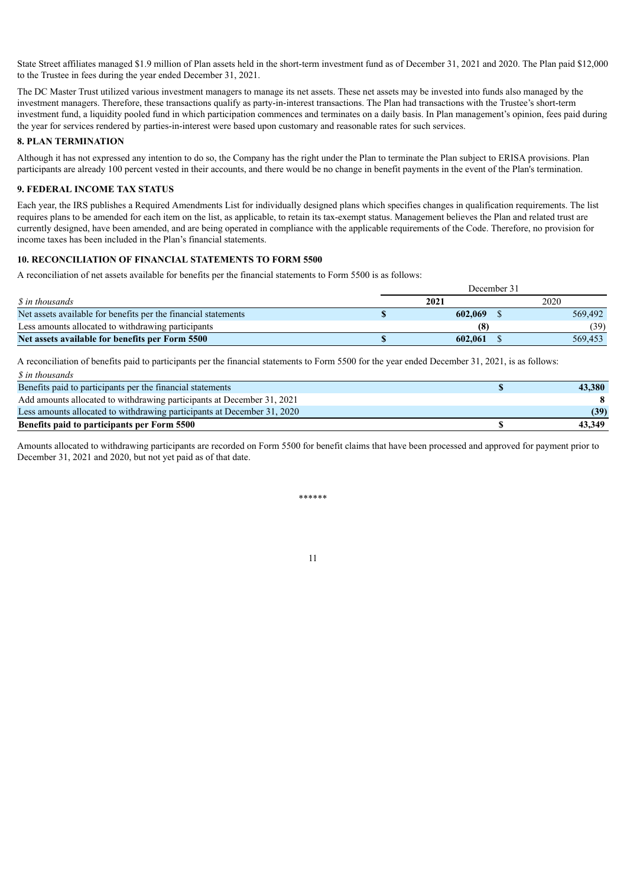State Street affiliates managed $1.9 million of Plan assets held in the short-term investment fund as of December 31, 2021 and 2020. The Plan paid $12,000 to the Trustee in fees during the year ended December 31, 2021.

The DC Master Trust utilized various investment managers to manage its net assets. These net assets may be invested into funds also managed by the investment managers. Therefore, these transactions qualify as party-in-interest transactions. The Plan had transactions with the Trustee's short-term investment fund, a liquidity pooled fund in which participation commences and terminates on a daily basis. In Plan management's opinion, fees paid during the year for services rendered by parties-in-interest were based upon customary and reasonable rates for such services.

### 8. PLAN TERMINATION

Although it has not expressed any intention to do so, the Company has the right under the Plan to terminate the Plan subject to ERISA provisions. Plan participants are already 100 percent vested in their accounts, and there would be no change in benefit payments in the event of the Plan's termination.

### 9. FEDERAL INCOME TAX STATUS

Each year, the IRS publishes a Required Amendments List for individually designed plans which specifies changes in qualification requirements. The list requires plans to be amended for each item on the list, as applicable, to retain its tax-exempt status. Management believes the Plan and related trust are currently designed, have been amended, and are being operated in compliance with the applicable requirements of the Code. Therefore, no provision for income taxes has been included in the Plan's financial statements.

### 10. RECONCILIATION OF FINANCIAL STATEMENTS TO FORM 5500

A reconciliation of net assets available for benefits per the financial statements to Form 5500 is as follows:

| | December 31 | |
|---|---|---|
| *$ in thousands* | **2021** | 2020 |
| Net assets available for benefits per the financial statements | **$ 602,069** | $ 569,492 |
| Less amounts allocated to withdrawing participants | **(8)** | (39) |
| **Net assets available for benefits per Form 5500** | **$ 602,061** | $ 569,453 |

A reconciliation of benefits paid to participants per the financial statements to Form 5500 for the year ended December 31, 2021, is as follows:

| *$ in thousands* | |
|---|---|
| Benefits paid to participants per the financial statements | **$ 43,380** |
| Add amounts allocated to withdrawing participants at December 31, 2021 | **8** |
| Less amounts allocated to withdrawing participants at December 31, 2020 | **(39)** |
| **Benefits paid to participants per Form 5500** | **$ 43,349** |

Amounts allocated to withdrawing participants are recorded on Form 5500 for benefit claims that have been processed and approved for payment prior to December 31, 2021 and 2020, but not yet paid as of that date.

******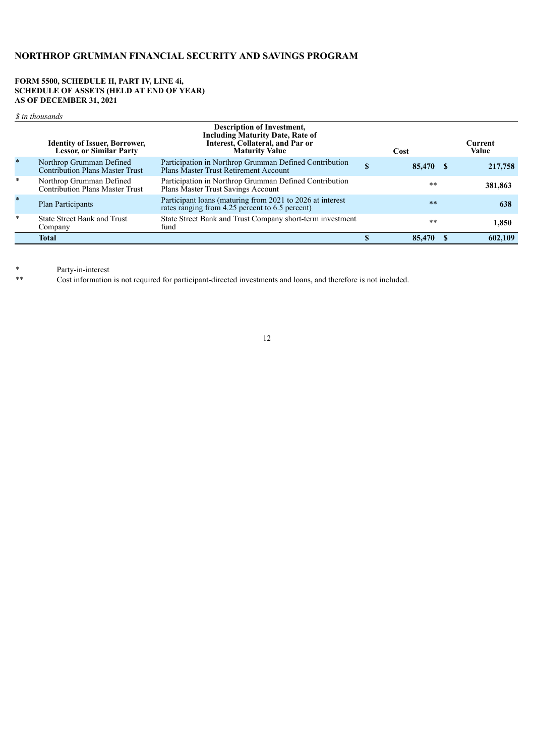# NORTHROP GRUMMAN FINANCIAL SECURITY AND SAVINGS PROGRAM

**FORM 5500, SCHEDULE H, PART IV, LINE 4i,**
**SCHEDULE OF ASSETS (HELD AT END OF YEAR)**
**AS OF DECEMBER 31, 2021**

*$ in thousands*

| | Identity of Issuer, Borrower, Lessor, or Similar Party | Description of Investment, Including Maturity Date, Rate of Interest, Collateral, and Par or Maturity Value | Cost | Current Value |
|---|---|---|---|---|
| * | Northrop Grumman Defined Contribution Plans Master Trust | Participation in Northrop Grumman Defined Contribution Plans Master Trust Retirement Account | $ 85,470 | $ 217,758 |
| * | Northrop Grumman Defined Contribution Plans Master Trust | Participation in Northrop Grumman Defined Contribution Plans Master Trust Savings Account | ** | 381,863 |
| * | Plan Participants | Participant loans (maturing from 2021 to 2026 at interest rates ranging from 4.25 percent to 6.5 percent) | ** | 638 |
| * | State Street Bank and Trust Company | State Street Bank and Trust Company short-term investment fund | ** | 1,850 |
| | **Total** | | **$ 85,470** | **$ 602,109** |

\* Party-in-interest

\*\* Cost information is not required for participant-directed investments and loans, and therefore is not included.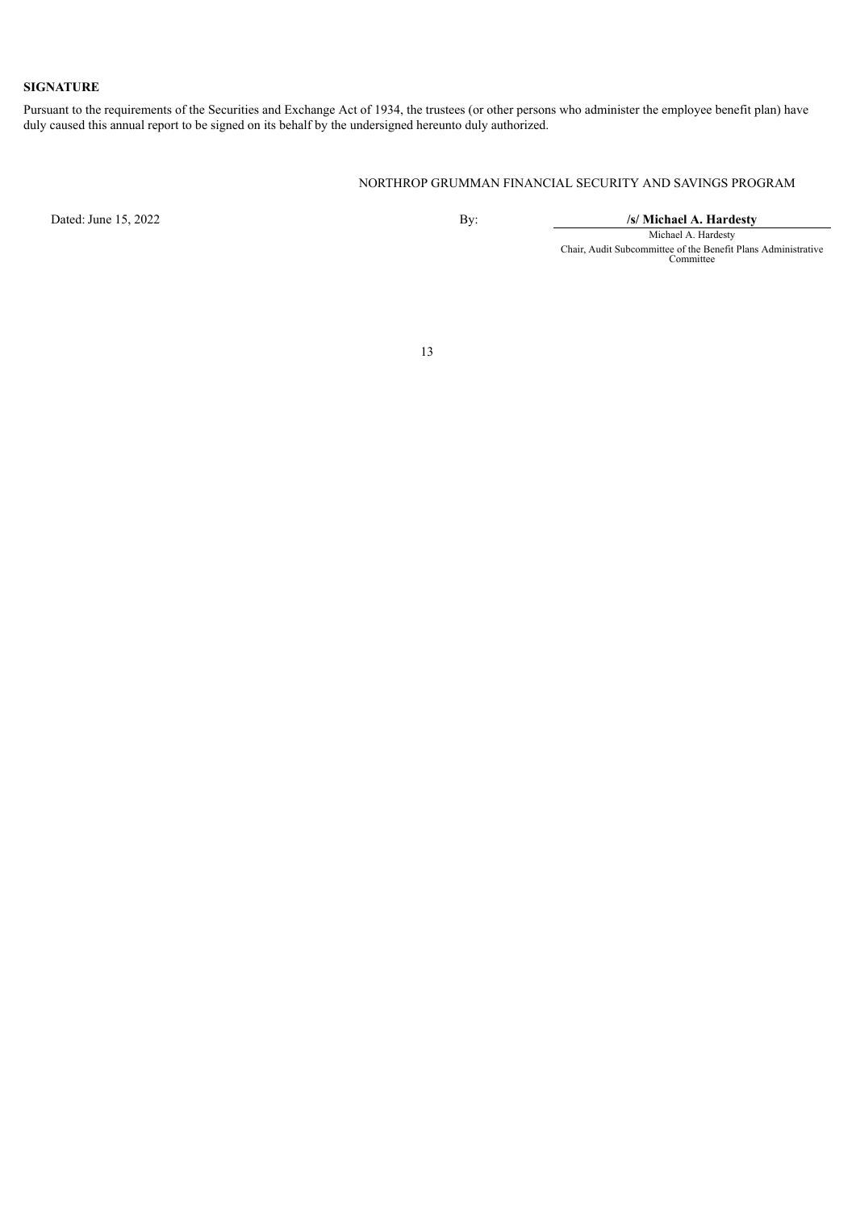**SIGNATURE**

Pursuant to the requirements of the Securities and Exchange Act of 1934, the trustees (or other persons who administer the employee benefit plan) have duly caused this annual report to be signed on its behalf by the undersigned hereunto duly authorized.

NORTHROP GRUMMAN FINANCIAL SECURITY AND SAVINGS PROGRAM

Dated: June 15, 2022

By: **/s/ Michael A. Hardesty**

Michael A. Hardesty

Chair, Audit Subcommittee of the Benefit Plans Administrative Committee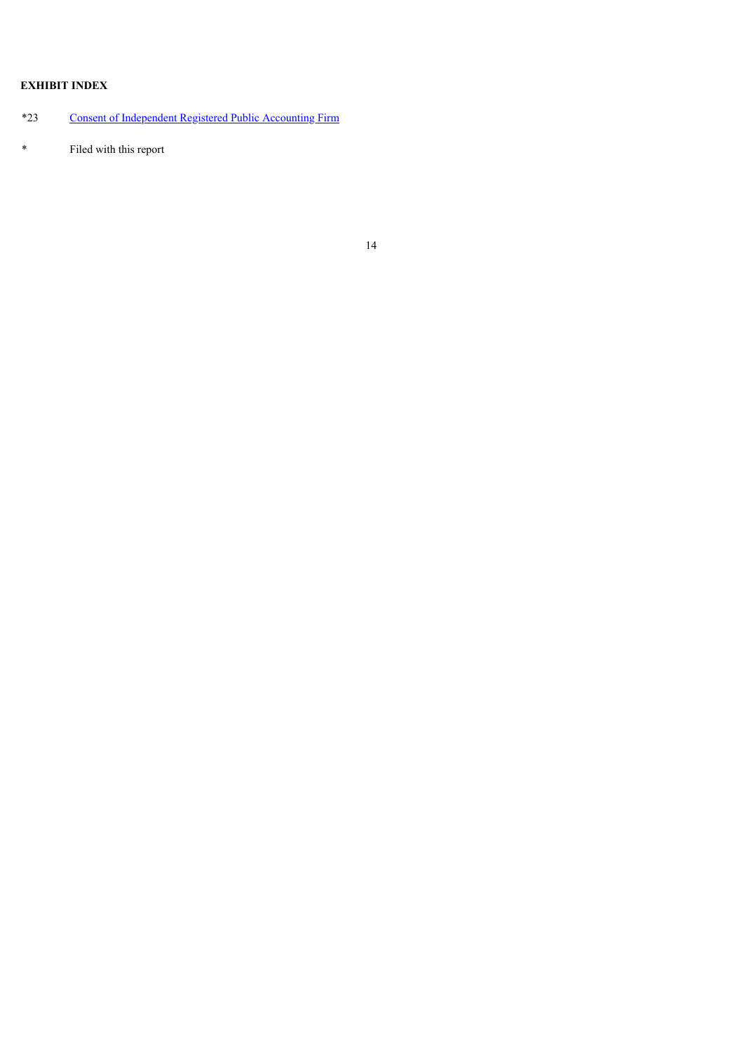**EXHIBIT INDEX**

| | |
|---|---|
| *23 | Consent of Independent Registered Public Accounting Firm |
| * | Filed with this report |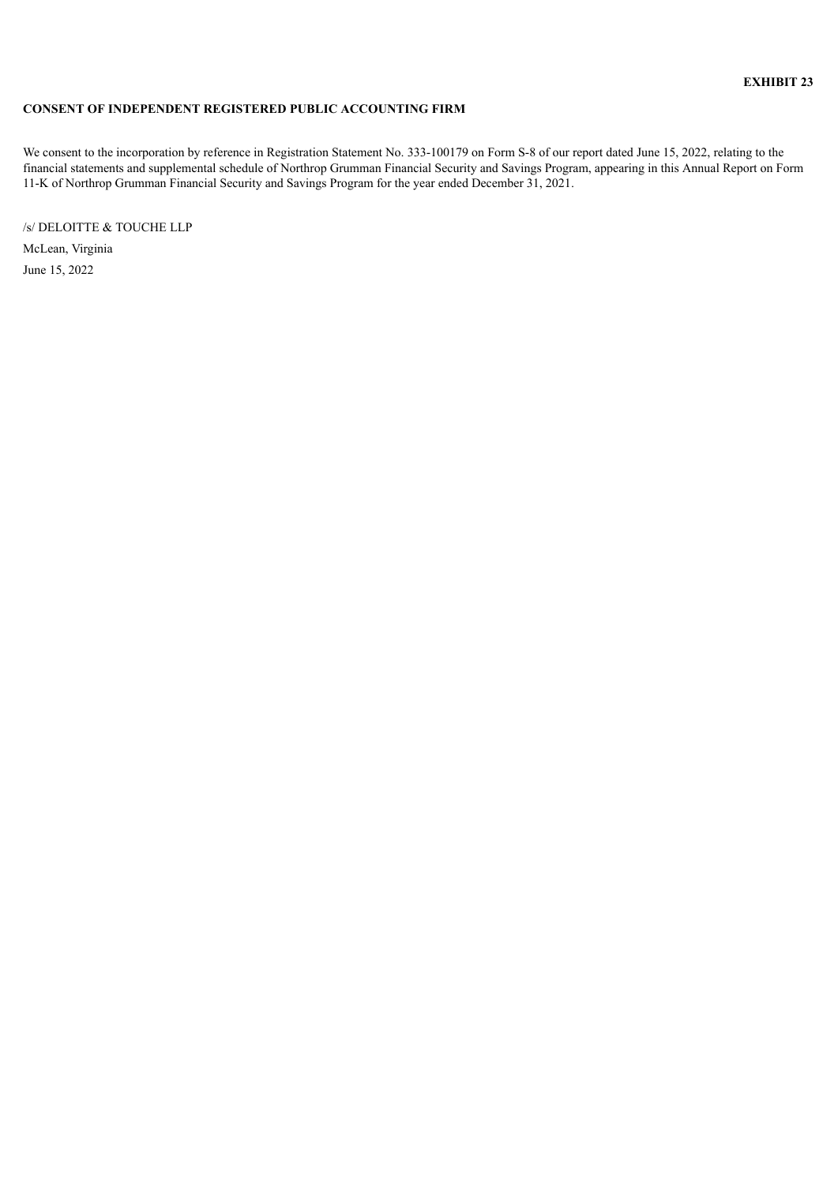**EXHIBIT 23**

**CONSENT OF INDEPENDENT REGISTERED PUBLIC ACCOUNTING FIRM**

We consent to the incorporation by reference in Registration Statement No. 333-100179 on Form S-8 of our report dated June 15, 2022, relating to the financial statements and supplemental schedule of Northrop Grumman Financial Security and Savings Program, appearing in this Annual Report on Form 11-K of Northrop Grumman Financial Security and Savings Program for the year ended December 31, 2021.

/s/ DELOITTE & TOUCHE LLP

McLean, Virginia

June 15, 2022